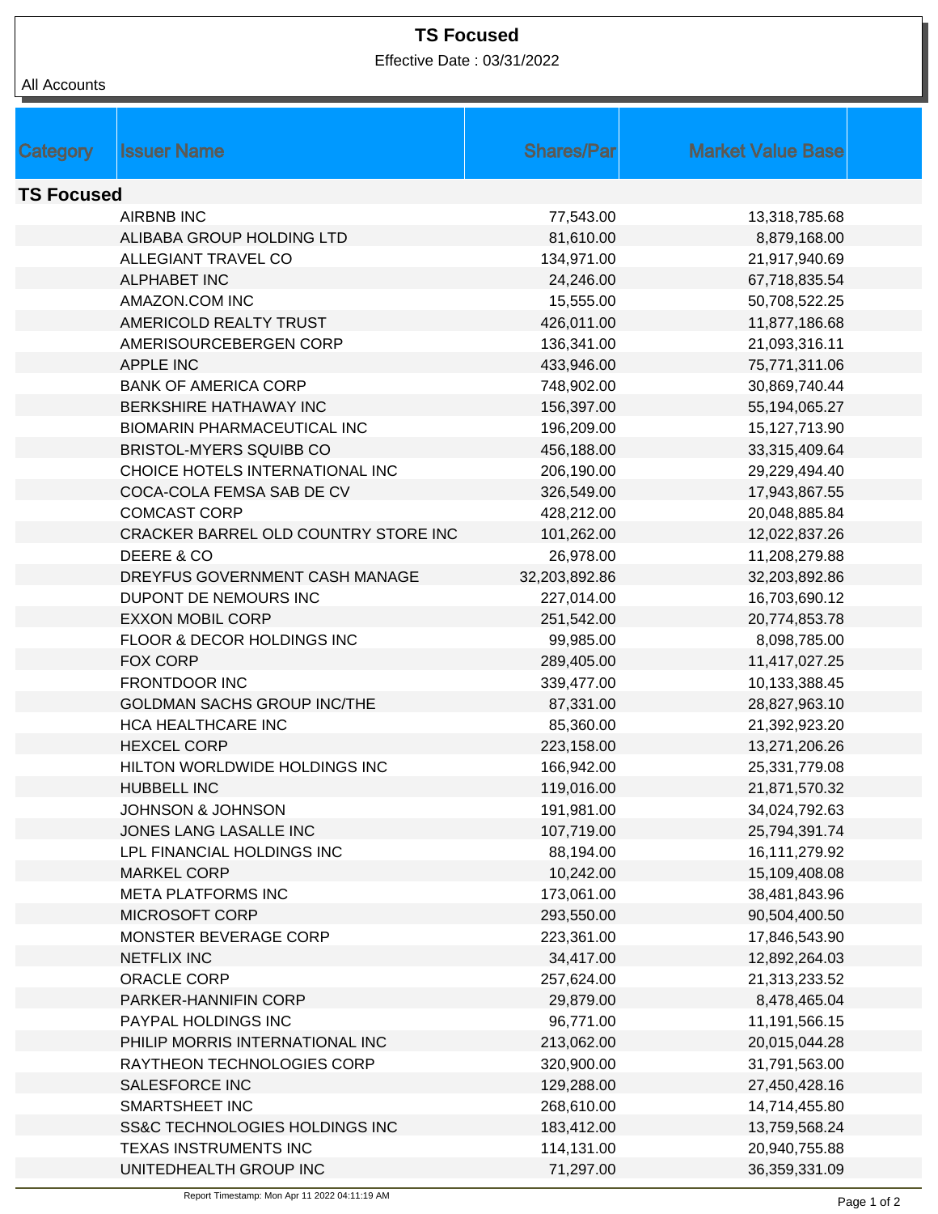# TS Focused

Effective Date : 03/31/2022

All Accounts

| Category | Issuer Name | Shares/Par | Market Value Base |
|---|---|---|---|
| **TS Focused** | | | |
| | AIRBNB INC | 77,543.00 | 13,318,785.68 |
| | ALIBABA GROUP HOLDING LTD | 81,610.00 | 8,879,168.00 |
| | ALLEGIANT TRAVEL CO | 134,971.00 | 21,917,940.69 |
| | ALPHABET INC | 24,246.00 | 67,718,835.54 |
| | AMAZON.COM INC | 15,555.00 | 50,708,522.25 |
| | AMERICOLD REALTY TRUST | 426,011.00 | 11,877,186.68 |
| | AMERISOURCEBERGEN CORP | 136,341.00 | 21,093,316.11 |
| | APPLE INC | 433,946.00 | 75,771,311.06 |
| | BANK OF AMERICA CORP | 748,902.00 | 30,869,740.44 |
| | BERKSHIRE HATHAWAY INC | 156,397.00 | 55,194,065.27 |
| | BIOMARIN PHARMACEUTICAL INC | 196,209.00 | 15,127,713.90 |
| | BRISTOL-MYERS SQUIBB CO | 456,188.00 | 33,315,409.64 |
| | CHOICE HOTELS INTERNATIONAL INC | 206,190.00 | 29,229,494.40 |
| | COCA-COLA FEMSA SAB DE CV | 326,549.00 | 17,943,867.55 |
| | COMCAST CORP | 428,212.00 | 20,048,885.84 |
| | CRACKER BARREL OLD COUNTRY STORE INC | 101,262.00 | 12,022,837.26 |
| | DEERE & CO | 26,978.00 | 11,208,279.88 |
| | DREYFUS GOVERNMENT CASH MANAGE | 32,203,892.86 | 32,203,892.86 |
| | DUPONT DE NEMOURS INC | 227,014.00 | 16,703,690.12 |
| | EXXON MOBIL CORP | 251,542.00 | 20,774,853.78 |
| | FLOOR & DECOR HOLDINGS INC | 99,985.00 | 8,098,785.00 |
| | FOX CORP | 289,405.00 | 11,417,027.25 |
| | FRONTDOOR INC | 339,477.00 | 10,133,388.45 |
| | GOLDMAN SACHS GROUP INC/THE | 87,331.00 | 28,827,963.10 |
| | HCA HEALTHCARE INC | 85,360.00 | 21,392,923.20 |
| | HEXCEL CORP | 223,158.00 | 13,271,206.26 |
| | HILTON WORLDWIDE HOLDINGS INC | 166,942.00 | 25,331,779.08 |
| | HUBBELL INC | 119,016.00 | 21,871,570.32 |
| | JOHNSON & JOHNSON | 191,981.00 | 34,024,792.63 |
| | JONES LANG LASALLE INC | 107,719.00 | 25,794,391.74 |
| | LPL FINANCIAL HOLDINGS INC | 88,194.00 | 16,111,279.92 |
| | MARKEL CORP | 10,242.00 | 15,109,408.08 |
| | META PLATFORMS INC | 173,061.00 | 38,481,843.96 |
| | MICROSOFT CORP | 293,550.00 | 90,504,400.50 |
| | MONSTER BEVERAGE CORP | 223,361.00 | 17,846,543.90 |
| | NETFLIX INC | 34,417.00 | 12,892,264.03 |
| | ORACLE CORP | 257,624.00 | 21,313,233.52 |
| | PARKER-HANNIFIN CORP | 29,879.00 | 8,478,465.04 |
| | PAYPAL HOLDINGS INC | 96,771.00 | 11,191,566.15 |
| | PHILIP MORRIS INTERNATIONAL INC | 213,062.00 | 20,015,044.28 |
| | RAYTHEON TECHNOLOGIES CORP | 320,900.00 | 31,791,563.00 |
| | SALESFORCE INC | 129,288.00 | 27,450,428.16 |
| | SMARTSHEET INC | 268,610.00 | 14,714,455.80 |
| | SS&C TECHNOLOGIES HOLDINGS INC | 183,412.00 | 13,759,568.24 |
| | TEXAS INSTRUMENTS INC | 114,131.00 | 20,940,755.88 |
| | UNITEDHEALTH GROUP INC | 71,297.00 | 36,359,331.09 |

Report Timestamp: Mon Apr 11 2022 04:11:19 AM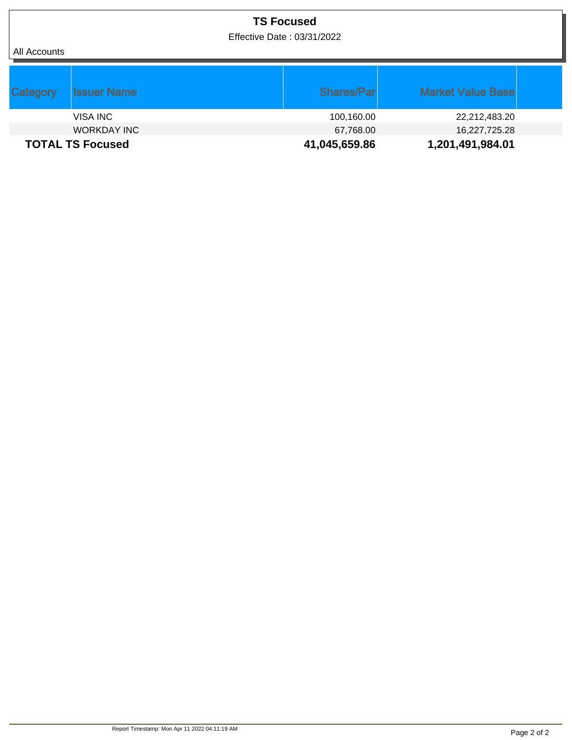# TS Focused

Effective Date : 03/31/2022

All Accounts

| Category | Issuer Name | Shares/Par | Market Value Base |
|---|---|---|---|
| | VISA INC | 100,160.00 | 22,212,483.20 |
| | WORKDAY INC | 67,768.00 | 16,227,725.28 |
| **TOTAL TS Focused** | | **41,045,659.86** | **1,201,491,984.01** |

Report Timestamp: Mon Apr 11 2022 04:11:19 AM